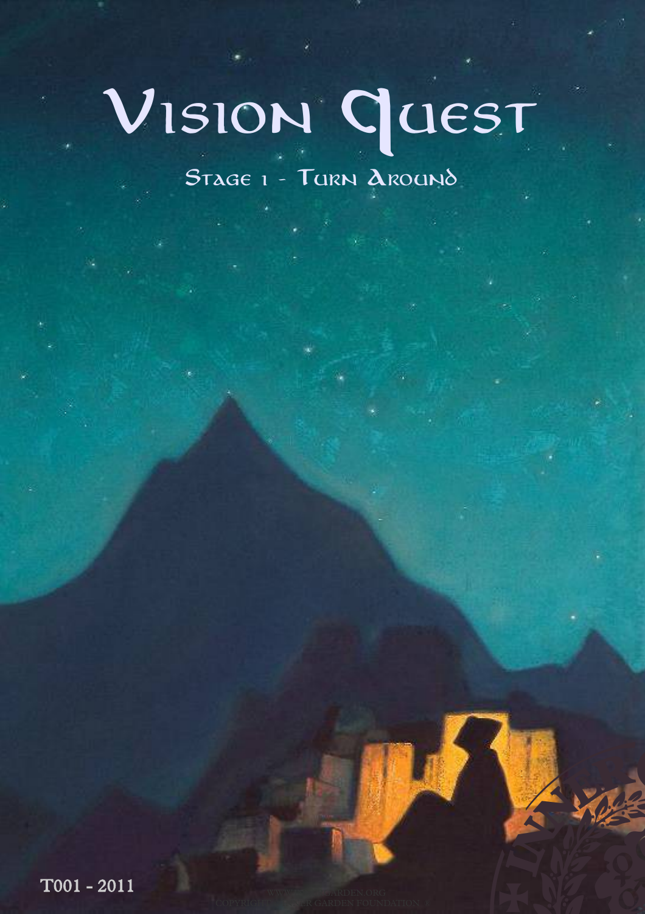# Vision Quest

## Stage 1 - Turn Around

T001 - 2011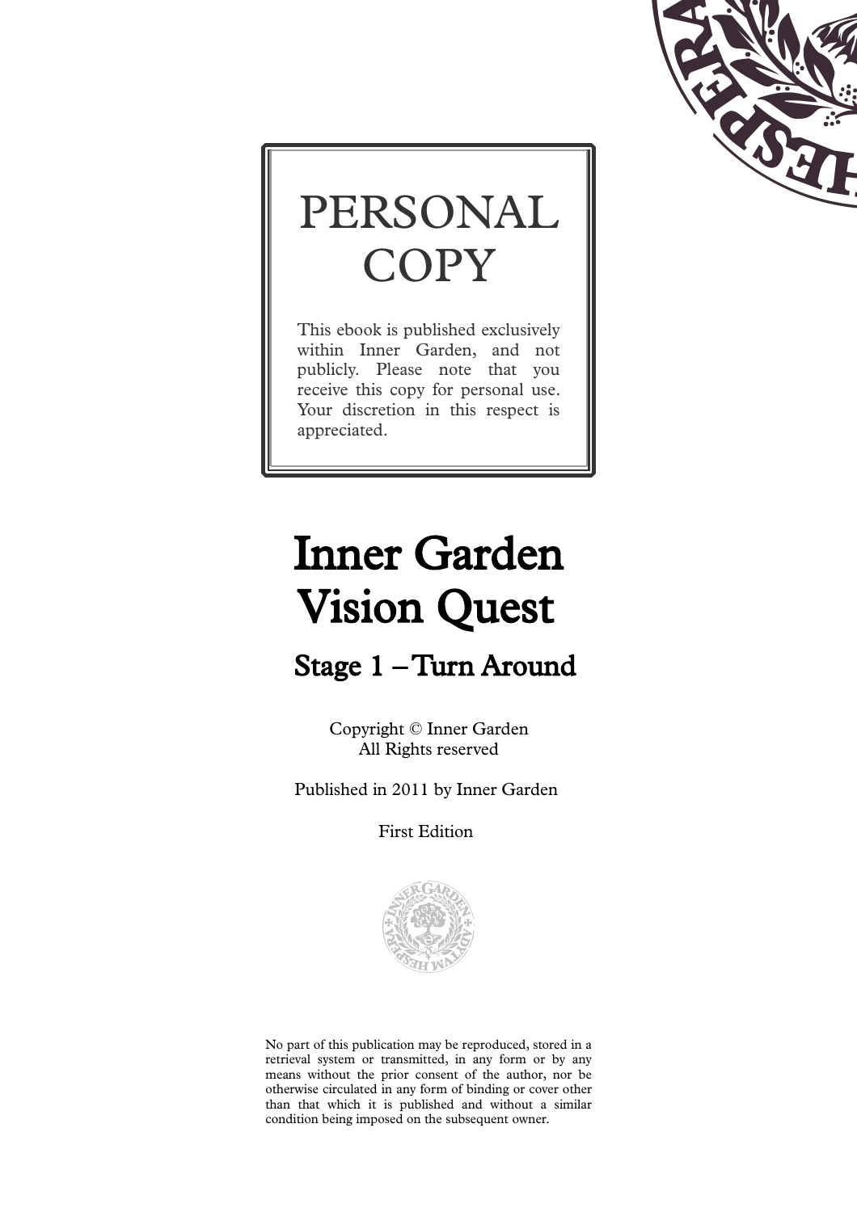# PERSONAL COPY

This ebook is published exclusively within Inner Garden, and not publicly. Please note that you receive this copy for personal use. Your discretion in this respect is appreciated.

# Inner Garden Vision Quest

## Stage 1 – Turn Around

Copyright © Inner Garden
All Rights reserved

Published in 2011 by Inner Garden

First Edition

No part of this publication may be reproduced, stored in a retrieval system or transmitted, in any form or by any means without the prior consent of the author, nor be otherwise circulated in any form of binding or cover other than that which it is published and without a similar condition being imposed on the subsequent owner.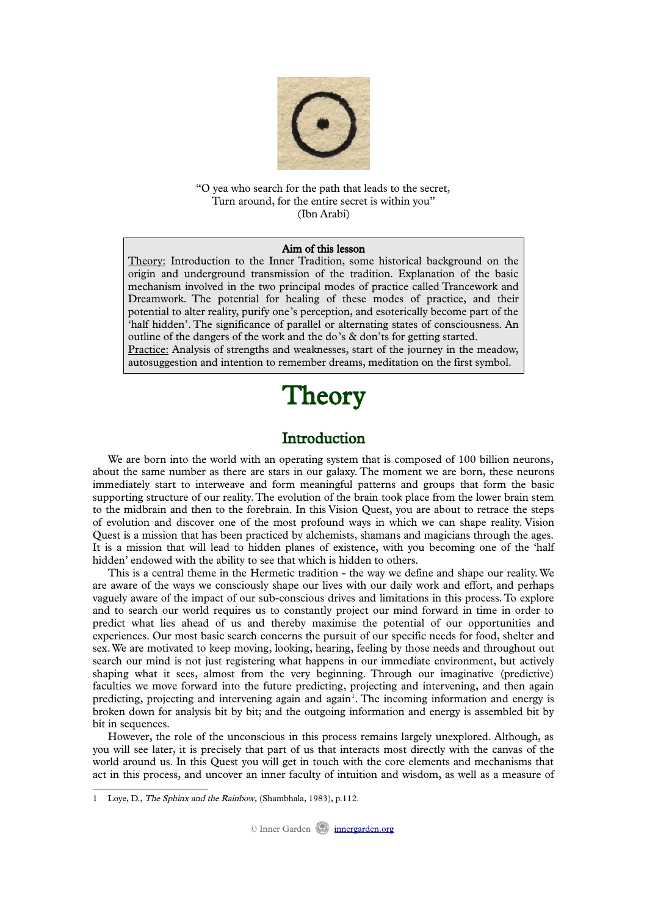"O yea who search for the path that leads to the secret,
Turn around, for the entire secret is within you"
(Ibn Arabi)

**Aim of this lesson**

Theory: Introduction to the Inner Tradition, some historical background on the origin and underground transmission of the tradition. Explanation of the basic mechanism involved in the two principal modes of practice called Trancework and Dreamwork. The potential for healing of these modes of practice, and their potential to alter reality, purify one's perception, and esoterically become part of the 'half hidden'. The significance of parallel or alternating states of consciousness. An outline of the dangers of the work and the do's & don'ts for getting started.
Practice: Analysis of strengths and weaknesses, start of the journey in the meadow, autosuggestion and intention to remember dreams, meditation on the first symbol.

# Theory

## Introduction

We are born into the world with an operating system that is composed of 100 billion neurons, about the same number as there are stars in our galaxy. The moment we are born, these neurons immediately start to interweave and form meaningful patterns and groups that form the basic supporting structure of our reality. The evolution of the brain took place from the lower brain stem to the midbrain and then to the forebrain. In this Vision Quest, you are about to retrace the steps of evolution and discover one of the most profound ways in which we can shape reality. Vision Quest is a mission that has been practiced by alchemists, shamans and magicians through the ages. It is a mission that will lead to hidden planes of existence, with you becoming one of the 'half hidden' endowed with the ability to see that which is hidden to others.

This is a central theme in the Hermetic tradition - the way we define and shape our reality. We are aware of the ways we consciously shape our lives with our daily work and effort, and perhaps vaguely aware of the impact of our sub-conscious drives and limitations in this process. To explore and to search our world requires us to constantly project our mind forward in time in order to predict what lies ahead of us and thereby maximise the potential of our opportunities and experiences. Our most basic search concerns the pursuit of our specific needs for food, shelter and sex. We are motivated to keep moving, looking, hearing, feeling by those needs and throughout out search our mind is not just registering what happens in our immediate environment, but actively shaping what it sees, almost from the very beginning. Through our imaginative (predictive) faculties we move forward into the future predicting, projecting and intervening, and then again predicting, projecting and intervening again and again[1]. The incoming information and energy is broken down for analysis bit by bit; and the outgoing information and energy is assembled bit by bit in sequences.

However, the role of the unconscious in this process remains largely unexplored. Although, as you will see later, it is precisely that part of us that interacts most directly with the canvas of the world around us. In this Quest you will get in touch with the core elements and mechanisms that act in this process, and uncover an inner faculty of intuition and wisdom, as well as a measure of

---

1 Loye, D., *The Sphinx and the Rainbow*, (Shambhala, 1983), p.112.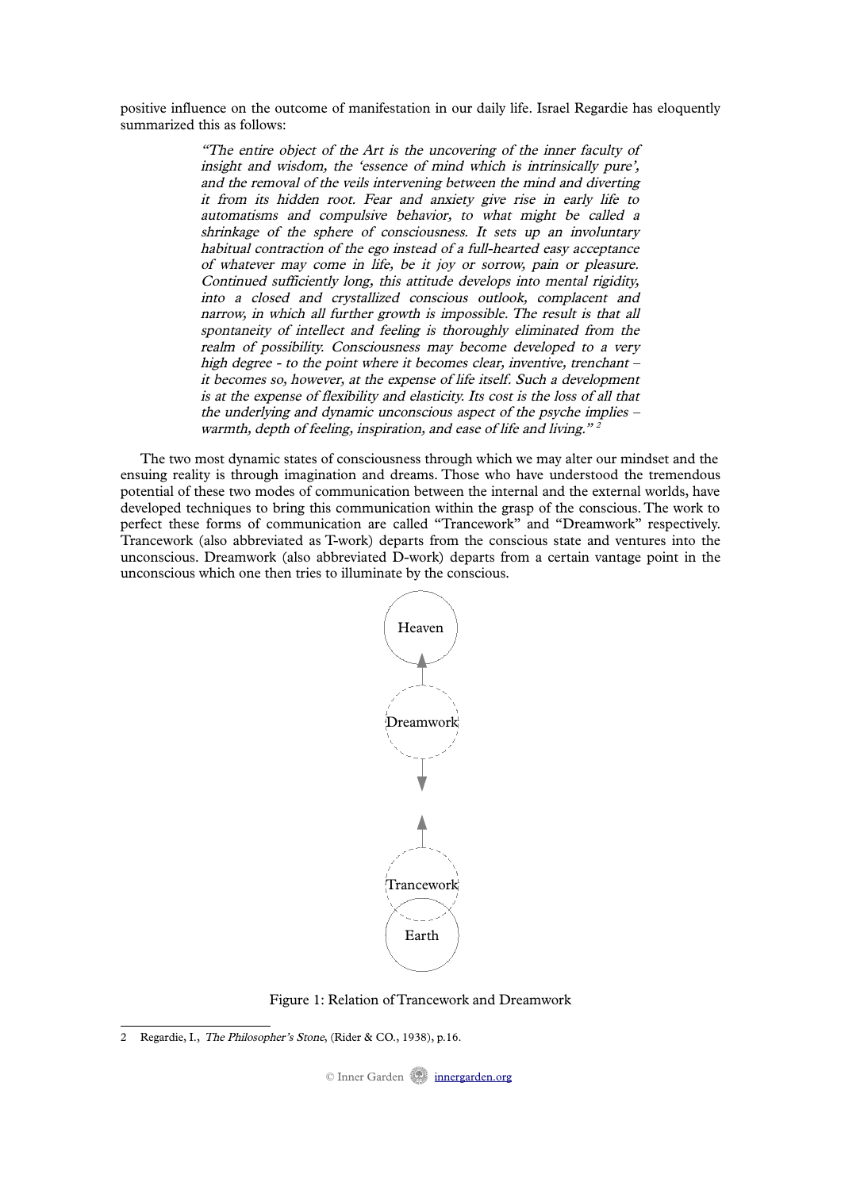positive influence on the outcome of manifestation in our daily life. Israel Regardie has eloquently summarized this as follows:

> *"The entire object of the Art is the uncovering of the inner faculty of insight and wisdom, the 'essence of mind which is intrinsically pure', and the removal of the veils intervening between the mind and diverting it from its hidden root. Fear and anxiety give rise in early life to automatisms and compulsive behavior, to what might be called a shrinkage of the sphere of consciousness. It sets up an involuntary habitual contraction of the ego instead of a full-hearted easy acceptance of whatever may come in life, be it joy or sorrow, pain or pleasure. Continued sufficiently long, this attitude develops into mental rigidity, into a closed and crystallized conscious outlook, complacent and narrow, in which all further growth is impossible. The result is that all spontaneity of intellect and feeling is thoroughly eliminated from the realm of possibility. Consciousness may become developed to a very high degree - to the point where it becomes clear, inventive, trenchant – it becomes so, however, at the expense of life itself. Such a development is at the expense of flexibility and elasticity. Its cost is the loss of all that the underlying and dynamic unconscious aspect of the psyche implies – warmth, depth of feeling, inspiration, and ease of life and living."* [2]

The two most dynamic states of consciousness through which we may alter our mindset and the ensuing reality is through imagination and dreams. Those who have understood the tremendous potential of these two modes of communication between the internal and the external worlds, have developed techniques to bring this communication within the grasp of the conscious. The work to perfect these forms of communication are called "Trancework" and "Dreamwork" respectively. Trancework (also abbreviated as T-work) departs from the conscious state and ventures into the unconscious. Dreamwork (also abbreviated D-work) departs from a certain vantage point in the unconscious which one then tries to illuminate by the conscious.

Heaven

Dreamwork

Trancework

Earth

Figure 1: Relation of Trancework and Dreamwork

---

2 Regardie, I., *The Philosopher's Stone*, (Rider & CO., 1938), p.16.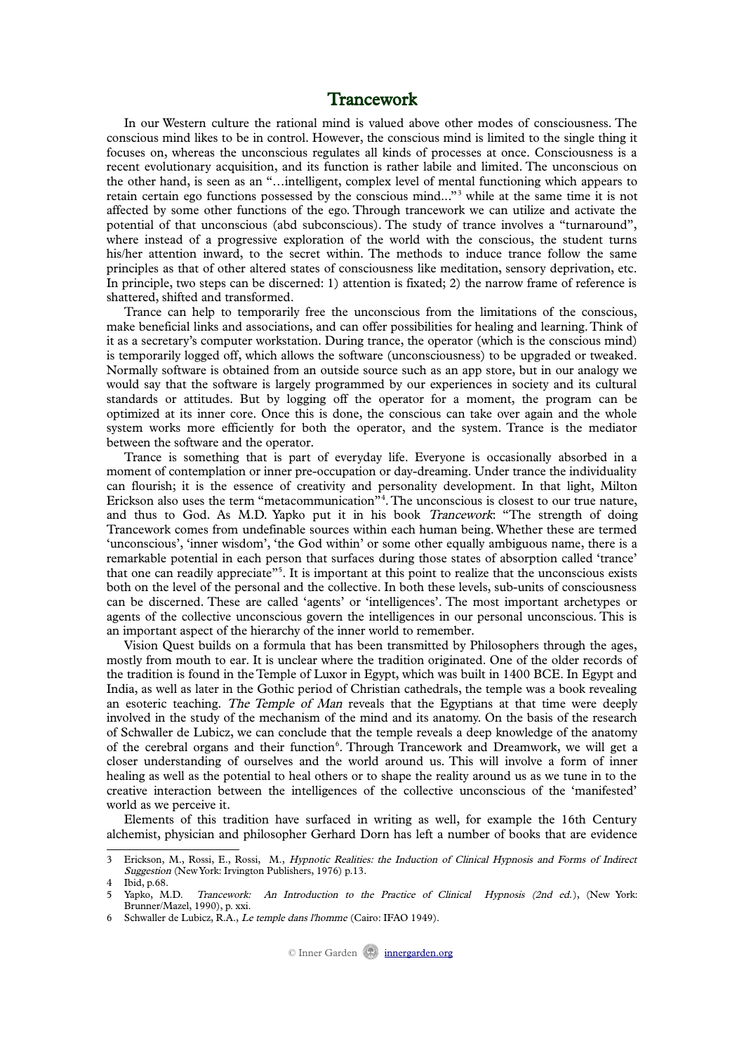# Trancework

In our Western culture the rational mind is valued above other modes of consciousness. The conscious mind likes to be in control. However, the conscious mind is limited to the single thing it focuses on, whereas the unconscious regulates all kinds of processes at once. Consciousness is a recent evolutionary acquisition, and its function is rather labile and limited. The unconscious on the other hand, is seen as an "…intelligent, complex level of mental functioning which appears to retain certain ego functions possessed by the conscious mind..."[3] while at the same time it is not affected by some other functions of the ego. Through trancework we can utilize and activate the potential of that unconscious (abd subconscious). The study of trance involves a "turnaround", where instead of a progressive exploration of the world with the conscious, the student turns his/her attention inward, to the secret within. The methods to induce trance follow the same principles as that of other altered states of consciousness like meditation, sensory deprivation, etc. In principle, two steps can be discerned: 1) attention is fixated; 2) the narrow frame of reference is shattered, shifted and transformed.

Trance can help to temporarily free the unconscious from the limitations of the conscious, make beneficial links and associations, and can offer possibilities for healing and learning. Think of it as a secretary's computer workstation. During trance, the operator (which is the conscious mind) is temporarily logged off, which allows the software (unconsciousness) to be upgraded or tweaked. Normally software is obtained from an outside source such as an app store, but in our analogy we would say that the software is largely programmed by our experiences in society and its cultural standards or attitudes. But by logging off the operator for a moment, the program can be optimized at its inner core. Once this is done, the conscious can take over again and the whole system works more efficiently for both the operator, and the system. Trance is the mediator between the software and the operator.

Trance is something that is part of everyday life. Everyone is occasionally absorbed in a moment of contemplation or inner pre-occupation or day-dreaming. Under trance the individuality can flourish; it is the essence of creativity and personality development. In that light, Milton Erickson also uses the term "metacommunication"[4]. The unconscious is closest to our true nature, and thus to God. As M.D. Yapko put it in his book *Trancework*: "The strength of doing Trancework comes from undefinable sources within each human being. Whether these are termed 'unconscious', 'inner wisdom', 'the God within' or some other equally ambiguous name, there is a remarkable potential in each person that surfaces during those states of absorption called 'trance' that one can readily appreciate"[5]. It is important at this point to realize that the unconscious exists both on the level of the personal and the collective. In both these levels, sub-units of consciousness can be discerned. These are called 'agents' or 'intelligences'. The most important archetypes or agents of the collective unconscious govern the intelligences in our personal unconscious. This is an important aspect of the hierarchy of the inner world to remember.

Vision Quest builds on a formula that has been transmitted by Philosophers through the ages, mostly from mouth to ear. It is unclear where the tradition originated. One of the older records of the tradition is found in the Temple of Luxor in Egypt, which was built in 1400 BCE. In Egypt and India, as well as later in the Gothic period of Christian cathedrals, the temple was a book revealing an esoteric teaching. *The Temple of Man* reveals that the Egyptians at that time were deeply involved in the study of the mechanism of the mind and its anatomy. On the basis of the research of Schwaller de Lubicz, we can conclude that the temple reveals a deep knowledge of the anatomy of the cerebral organs and their function[6]. Through Trancework and Dreamwork, we will get a closer understanding of ourselves and the world around us. This will involve a form of inner healing as well as the potential to heal others or to shape the reality around us as we tune in to the creative interaction between the intelligences of the collective unconscious of the 'manifested' world as we perceive it.

Elements of this tradition have surfaced in writing as well, for example the 16th Century alchemist, physician and philosopher Gerhard Dorn has left a number of books that are evidence

---

3 Erickson, M., Rossi, E., Rossi, M., *Hypnotic Realities: the Induction of Clinical Hypnosis and Forms of Indirect Suggestion* (New York: Irvington Publishers, 1976) p.13.

4 Ibid, p.68.

5 Yapko, M.D. *Trancework: An Introduction to the Practice of Clinical Hypnosis (2nd ed.)*, (New York: Brunner/Mazel, 1990), p. xxi.

6 Schwaller de Lubicz, R.A., *Le temple dans l'homme* (Cairo: IFAO 1949).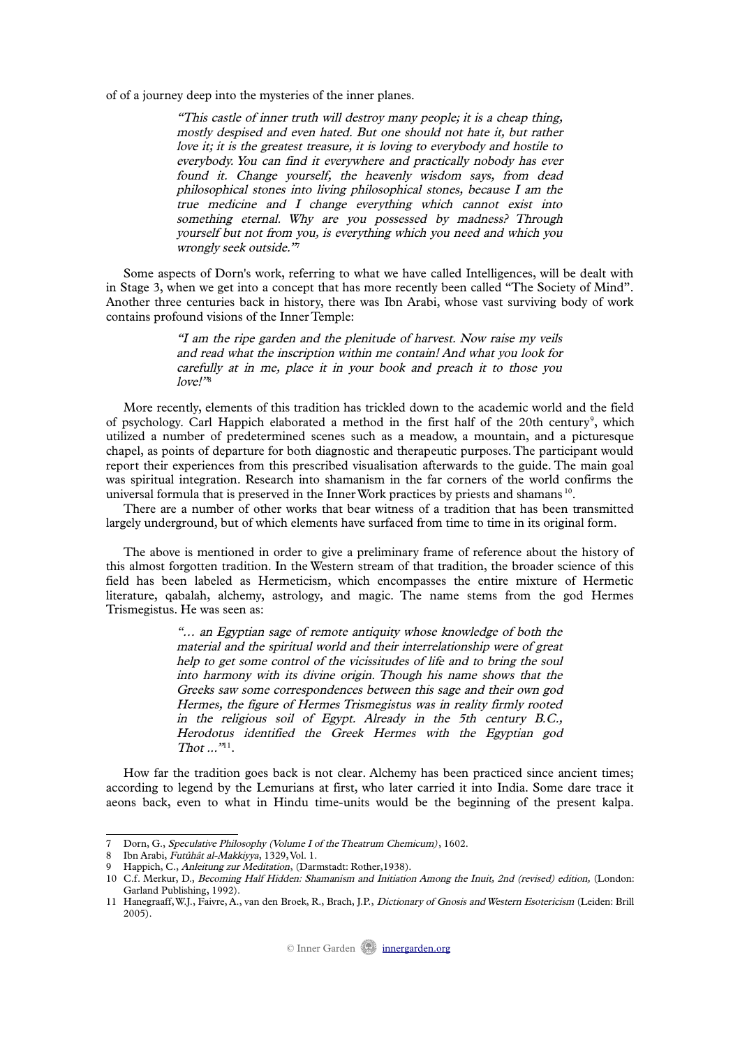of of a journey deep into the mysteries of the inner planes.

> *"This castle of inner truth will destroy many people; it is a cheap thing, mostly despised and even hated. But one should not hate it, but rather love it; it is the greatest treasure, it is loving to everybody and hostile to everybody. You can find it everywhere and practically nobody has ever found it. Change yourself, the heavenly wisdom says, from dead philosophical stones into living philosophical stones, because I am the true medicine and I change everything which cannot exist into something eternal. Why are you possessed by madness? Through yourself but not from you, is everything which you need and which you wrongly seek outside."*[7]

Some aspects of Dorn's work, referring to what we have called Intelligences, will be dealt with in Stage 3, when we get into a concept that has more recently been called "The Society of Mind". Another three centuries back in history, there was Ibn Arabi, whose vast surviving body of work contains profound visions of the Inner Temple:

> *"I am the ripe garden and the plenitude of harvest. Now raise my veils and read what the inscription within me contain! And what you look for carefully at in me, place it in your book and preach it to those you love!"*[8]

More recently, elements of this tradition has trickled down to the academic world and the field of psychology. Carl Happich elaborated a method in the first half of the 20th century[9], which utilized a number of predetermined scenes such as a meadow, a mountain, and a picturesque chapel, as points of departure for both diagnostic and therapeutic purposes. The participant would report their experiences from this prescribed visualisation afterwards to the guide. The main goal was spiritual integration. Research into shamanism in the far corners of the world confirms the universal formula that is preserved in the Inner Work practices by priests and shamans [10].

There are a number of other works that bear witness of a tradition that has been transmitted largely underground, but of which elements have surfaced from time to time in its original form.

The above is mentioned in order to give a preliminary frame of reference about the history of this almost forgotten tradition. In the Western stream of that tradition, the broader science of this field has been labeled as Hermeticism, which encompasses the entire mixture of Hermetic literature, qabalah, alchemy, astrology, and magic. The name stems from the god Hermes Trismegistus. He was seen as:

> *"… an Egyptian sage of remote antiquity whose knowledge of both the material and the spiritual world and their interrelationship were of great help to get some control of the vicissitudes of life and to bring the soul into harmony with its divine origin. Though his name shows that the Greeks saw some correspondences between this sage and their own god Hermes, the figure of Hermes Trismegistus was in reality firmly rooted in the religious soil of Egypt. Already in the 5th century B.C., Herodotus identified the Greek Hermes with the Egyptian god Thot …"*[11].

How far the tradition goes back is not clear. Alchemy has been practiced since ancient times; according to legend by the Lemurians at first, who later carried it into India. Some dare trace it aeons back, even to what in Hindu time-units would be the beginning of the present kalpa.

---

7 Dorn, G., *Speculative Philosophy (Volume I of the Theatrum Chemicum)*, 1602.

8 Ibn Arabi, *Futûhât al-Makkiyya*, 1329, Vol. 1.

9 Happich, C., *Anleitung zur Meditation*, (Darmstadt: Rother,1938).

10 C.f. Merkur, D., *Becoming Half Hidden: Shamanism and Initiation Among the Inuit, 2nd (revised) edition,* (London: Garland Publishing, 1992).

11 Hanegraaff, W.J., Faivre, A., van den Broek, R., Brach, J.P., *Dictionary of Gnosis and Western Esotericism* (Leiden: Brill 2005).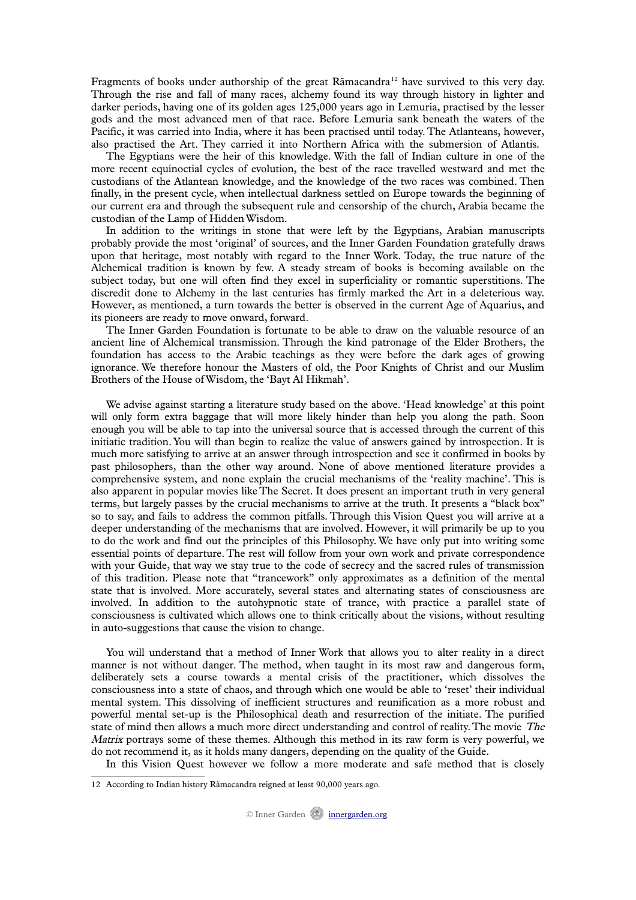Fragments of books under authorship of the great Rāmacandra[12] have survived to this very day. Through the rise and fall of many races, alchemy found its way through history in lighter and darker periods, having one of its golden ages 125,000 years ago in Lemuria, practised by the lesser gods and the most advanced men of that race. Before Lemuria sank beneath the waters of the Pacific, it was carried into India, where it has been practised until today. The Atlanteans, however, also practised the Art. They carried it into Northern Africa with the submersion of Atlantis.

The Egyptians were the heir of this knowledge. With the fall of Indian culture in one of the more recent equinoctial cycles of evolution, the best of the race travelled westward and met the custodians of the Atlantean knowledge, and the knowledge of the two races was combined. Then finally, in the present cycle, when intellectual darkness settled on Europe towards the beginning of our current era and through the subsequent rule and censorship of the church, Arabia became the custodian of the Lamp of Hidden Wisdom.

In addition to the writings in stone that were left by the Egyptians, Arabian manuscripts probably provide the most 'original' of sources, and the Inner Garden Foundation gratefully draws upon that heritage, most notably with regard to the Inner Work. Today, the true nature of the Alchemical tradition is known by few. A steady stream of books is becoming available on the subject today, but one will often find they excel in superficiality or romantic superstitions. The discredit done to Alchemy in the last centuries has firmly marked the Art in a deleterious way. However, as mentioned, a turn towards the better is observed in the current Age of Aquarius, and its pioneers are ready to move onward, forward.

The Inner Garden Foundation is fortunate to be able to draw on the valuable resource of an ancient line of Alchemical transmission. Through the kind patronage of the Elder Brothers, the foundation has access to the Arabic teachings as they were before the dark ages of growing ignorance. We therefore honour the Masters of old, the Poor Knights of Christ and our Muslim Brothers of the House of Wisdom, the 'Bayt Al Hikmah'.

We advise against starting a literature study based on the above. 'Head knowledge' at this point will only form extra baggage that will more likely hinder than help you along the path. Soon enough you will be able to tap into the universal source that is accessed through the current of this initiatic tradition. You will than begin to realize the value of answers gained by introspection. It is much more satisfying to arrive at an answer through introspection and see it confirmed in books by past philosophers, than the other way around. None of above mentioned literature provides a comprehensive system, and none explain the crucial mechanisms of the 'reality machine'. This is also apparent in popular movies like The Secret. It does present an important truth in very general terms, but largely passes by the crucial mechanisms to arrive at the truth. It presents a "black box" so to say, and fails to address the common pitfalls. Through this Vision Quest you will arrive at a deeper understanding of the mechanisms that are involved. However, it will primarily be up to you to do the work and find out the principles of this Philosophy. We have only put into writing some essential points of departure. The rest will follow from your own work and private correspondence with your Guide, that way we stay true to the code of secrecy and the sacred rules of transmission of this tradition. Please note that "trancework" only approximates as a definition of the mental state that is involved. More accurately, several states and alternating states of consciousness are involved. In addition to the autohypnotic state of trance, with practice a parallel state of consciousness is cultivated which allows one to think critically about the visions, without resulting in auto-suggestions that cause the vision to change.

You will understand that a method of Inner Work that allows you to alter reality in a direct manner is not without danger. The method, when taught in its most raw and dangerous form, deliberately sets a course towards a mental crisis of the practitioner, which dissolves the consciousness into a state of chaos, and through which one would be able to 'reset' their individual mental system. This dissolving of inefficient structures and reunification as a more robust and powerful mental set-up is the Philosophical death and resurrection of the initiate. The purified state of mind then allows a much more direct understanding and control of reality. The movie *The Matrix* portrays some of these themes. Although this method in its raw form is very powerful, we do not recommend it, as it holds many dangers, depending on the quality of the Guide.

In this Vision Quest however we follow a more moderate and safe method that is closely

---

12 According to Indian history Rāmacandra reigned at least 90,000 years ago.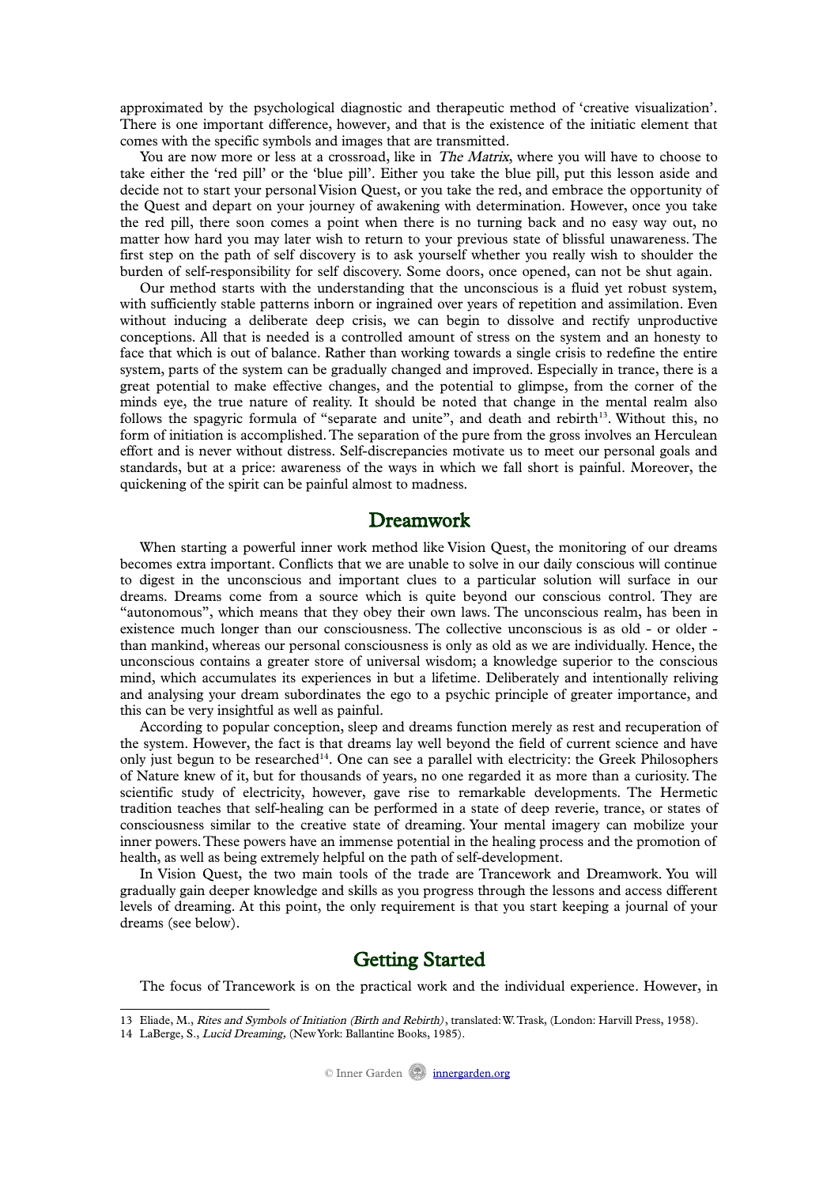approximated by the psychological diagnostic and therapeutic method of 'creative visualization'. There is one important difference, however, and that is the existence of the initiatic element that comes with the specific symbols and images that are transmitted.

You are now more or less at a crossroad, like in *The Matrix*, where you will have to choose to take either the 'red pill' or the 'blue pill'. Either you take the blue pill, put this lesson aside and decide not to start your personal Vision Quest, or you take the red, and embrace the opportunity of the Quest and depart on your journey of awakening with determination. However, once you take the red pill, there soon comes a point when there is no turning back and no easy way out, no matter how hard you may later wish to return to your previous state of blissful unawareness. The first step on the path of self discovery is to ask yourself whether you really wish to shoulder the burden of self-responsibility for self discovery. Some doors, once opened, can not be shut again.

Our method starts with the understanding that the unconscious is a fluid yet robust system, with sufficiently stable patterns inborn or ingrained over years of repetition and assimilation. Even without inducing a deliberate deep crisis, we can begin to dissolve and rectify unproductive conceptions. All that is needed is a controlled amount of stress on the system and an honesty to face that which is out of balance. Rather than working towards a single crisis to redefine the entire system, parts of the system can be gradually changed and improved. Especially in trance, there is a great potential to make effective changes, and the potential to glimpse, from the corner of the minds eye, the true nature of reality. It should be noted that change in the mental realm also follows the spagyric formula of "separate and unite", and death and rebirth[13]. Without this, no form of initiation is accomplished. The separation of the pure from the gross involves an Herculean effort and is never without distress. Self-discrepancies motivate us to meet our personal goals and standards, but at a price: awareness of the ways in which we fall short is painful. Moreover, the quickening of the spirit can be painful almost to madness.

## Dreamwork

When starting a powerful inner work method like Vision Quest, the monitoring of our dreams becomes extra important. Conflicts that we are unable to solve in our daily conscious will continue to digest in the unconscious and important clues to a particular solution will surface in our dreams. Dreams come from a source which is quite beyond our conscious control. They are "autonomous", which means that they obey their own laws. The unconscious realm, has been in existence much longer than our consciousness. The collective unconscious is as old - or older - than mankind, whereas our personal consciousness is only as old as we are individually. Hence, the unconscious contains a greater store of universal wisdom; a knowledge superior to the conscious mind, which accumulates its experiences in but a lifetime. Deliberately and intentionally reliving and analysing your dream subordinates the ego to a psychic principle of greater importance, and this can be very insightful as well as painful.

According to popular conception, sleep and dreams function merely as rest and recuperation of the system. However, the fact is that dreams lay well beyond the field of current science and have only just begun to be researched[14]. One can see a parallel with electricity: the Greek Philosophers of Nature knew of it, but for thousands of years, no one regarded it as more than a curiosity. The scientific study of electricity, however, gave rise to remarkable developments. The Hermetic tradition teaches that self-healing can be performed in a state of deep reverie, trance, or states of consciousness similar to the creative state of dreaming. Your mental imagery can mobilize your inner powers. These powers have an immense potential in the healing process and the promotion of health, as well as being extremely helpful on the path of self-development.

In Vision Quest, the two main tools of the trade are Trancework and Dreamwork. You will gradually gain deeper knowledge and skills as you progress through the lessons and access different levels of dreaming. At this point, the only requirement is that you start keeping a journal of your dreams (see below).

## Getting Started

The focus of Trancework is on the practical work and the individual experience. However, in

---

13 Eliade, M., *Rites and Symbols of Initiation (Birth and Rebirth)*, translated: W. Trask, (London: Harvill Press, 1958).

14 LaBerge, S., *Lucid Dreaming*, (New York: Ballantine Books, 1985).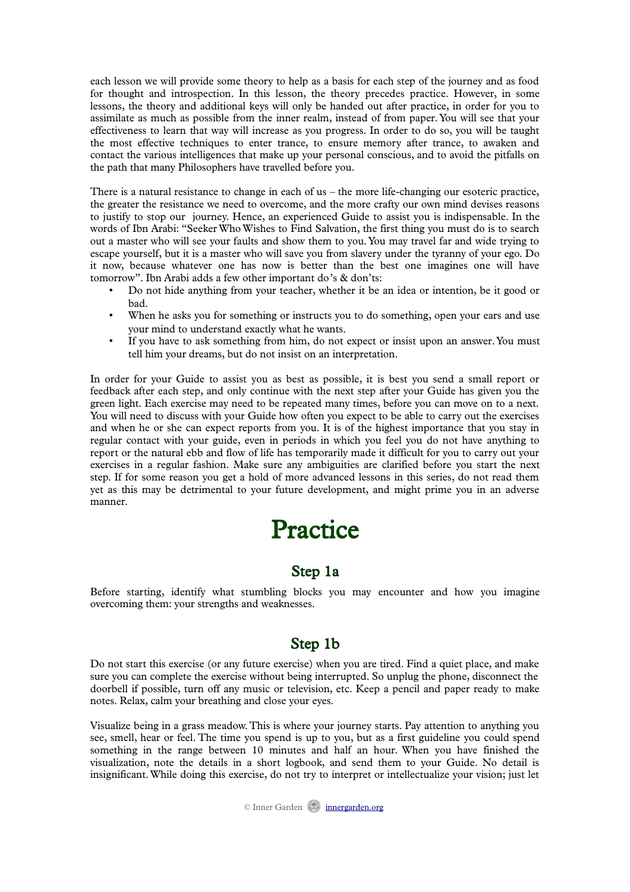each lesson we will provide some theory to help as a basis for each step of the journey and as food for thought and introspection. In this lesson, the theory precedes practice. However, in some lessons, the theory and additional keys will only be handed out after practice, in order for you to assimilate as much as possible from the inner realm, instead of from paper. You will see that your effectiveness to learn that way will increase as you progress. In order to do so, you will be taught the most effective techniques to enter trance, to ensure memory after trance, to awaken and contact the various intelligences that make up your personal conscious, and to avoid the pitfalls on the path that many Philosophers have travelled before you.

There is a natural resistance to change in each of us – the more life-changing our esoteric practice, the greater the resistance we need to overcome, and the more crafty our own mind devises reasons to justify to stop our journey. Hence, an experienced Guide to assist you is indispensable. In the words of Ibn Arabi: "Seeker Who Wishes to Find Salvation, the first thing you must do is to search out a master who will see your faults and show them to you. You may travel far and wide trying to escape yourself, but it is a master who will save you from slavery under the tyranny of your ego. Do it now, because whatever one has now is better than the best one imagines one will have tomorrow". Ibn Arabi adds a few other important do's & don'ts:

- Do not hide anything from your teacher, whether it be an idea or intention, be it good or bad.
- When he asks you for something or instructs you to do something, open your ears and use your mind to understand exactly what he wants.
- If you have to ask something from him, do not expect or insist upon an answer. You must tell him your dreams, but do not insist on an interpretation.

In order for your Guide to assist you as best as possible, it is best you send a small report or feedback after each step, and only continue with the next step after your Guide has given you the green light. Each exercise may need to be repeated many times, before you can move on to a next. You will need to discuss with your Guide how often you expect to be able to carry out the exercises and when he or she can expect reports from you. It is of the highest importance that you stay in regular contact with your guide, even in periods in which you feel you do not have anything to report or the natural ebb and flow of life has temporarily made it difficult for you to carry out your exercises in a regular fashion. Make sure any ambiguities are clarified before you start the next step. If for some reason you get a hold of more advanced lessons in this series, do not read them yet as this may be detrimental to your future development, and might prime you in an adverse manner.

# Practice

## Step 1a

Before starting, identify what stumbling blocks you may encounter and how you imagine overcoming them: your strengths and weaknesses.

## Step 1b

Do not start this exercise (or any future exercise) when you are tired. Find a quiet place, and make sure you can complete the exercise without being interrupted. So unplug the phone, disconnect the doorbell if possible, turn off any music or television, etc. Keep a pencil and paper ready to make notes. Relax, calm your breathing and close your eyes.

Visualize being in a grass meadow. This is where your journey starts. Pay attention to anything you see, smell, hear or feel. The time you spend is up to you, but as a first guideline you could spend something in the range between 10 minutes and half an hour. When you have finished the visualization, note the details in a short logbook, and send them to your Guide. No detail is insignificant. While doing this exercise, do not try to interpret or intellectualize your vision; just let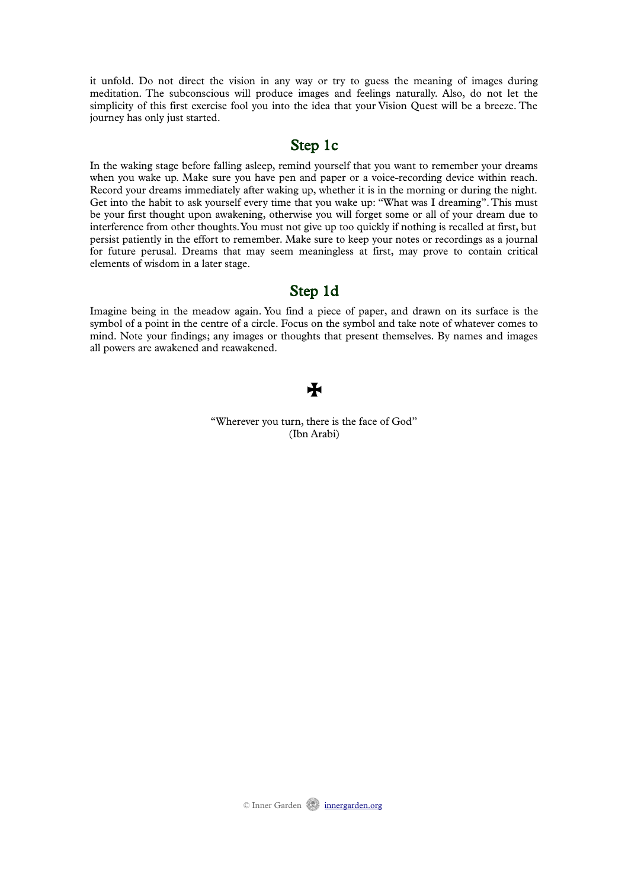it unfold. Do not direct the vision in any way or try to guess the meaning of images during meditation. The subconscious will produce images and feelings naturally. Also, do not let the simplicity of this first exercise fool you into the idea that your Vision Quest will be a breeze. The journey has only just started.

## Step 1c

In the waking stage before falling asleep, remind yourself that you want to remember your dreams when you wake up. Make sure you have pen and paper or a voice-recording device within reach. Record your dreams immediately after waking up, whether it is in the morning or during the night. Get into the habit to ask yourself every time that you wake up: “What was I dreaming”. This must be your first thought upon awakening, otherwise you will forget some or all of your dream due to interference from other thoughts. You must not give up too quickly if nothing is recalled at first, but persist patiently in the effort to remember. Make sure to keep your notes or recordings as a journal for future perusal. Dreams that may seem meaningless at first, may prove to contain critical elements of wisdom in a later stage.

## Step 1d

Imagine being in the meadow again. You find a piece of paper, and drawn on its surface is the symbol of a point in the centre of a circle. Focus on the symbol and take note of whatever comes to mind. Note your findings; any images or thoughts that present themselves. By names and images all powers are awakened and reawakened.

✠

“Wherever you turn, there is the face of God”
(Ibn Arabi)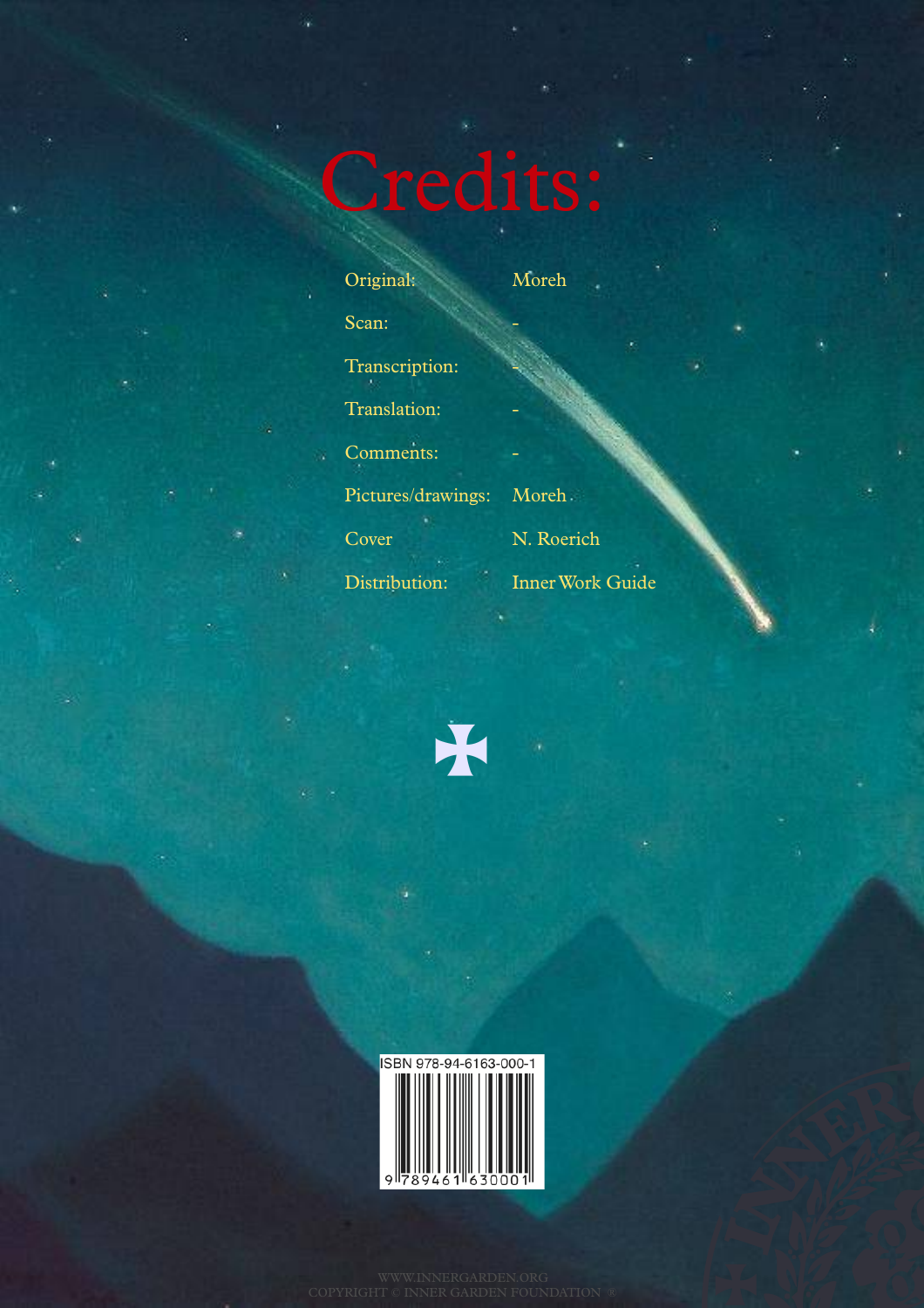# Credits:

| | |
|---|---|
| Original: | Moreh |
| Scan: | - |
| Transcription: | - |
| Translation: | - |
| Comments: | - |
| Pictures/drawings: | Moreh |
| Cover | N. Roerich |
| Distribution: | Inner Work Guide |

✠

ISBN 978-94-6163-000-1

9 789461 630001

WWW.INNERGARDEN.ORG
COPYRIGHT © INNER GARDEN FOUNDATION ®